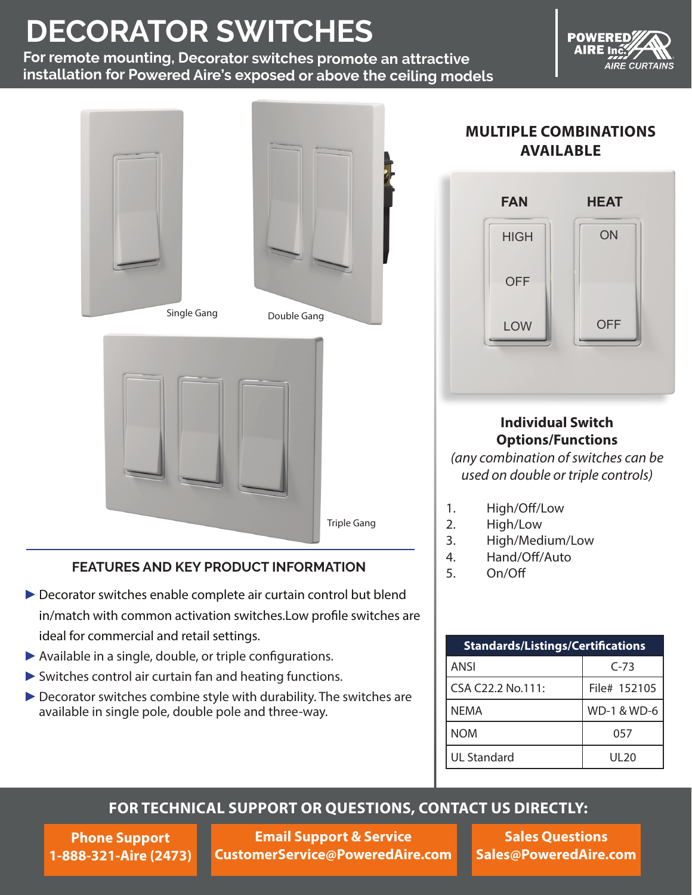// Powered Aire page 1: decorator switches data sheet.

# DECORATOR SWITCHES

**For remote mounting, Decorator switches promote an attractive installation for Powered Aire's exposed or above the ceiling models**

Single Gang

Double Gang

Triple Gang

## MULTIPLE COMBINATIONS AVAILABLE

FAN: HIGH / OFF / LOW

HEAT: ON / OFF

**Individual Switch Options/Functions**

*(any combination of switches can be used on double or triple controls)*

1. High/Off/Low
2. High/Low
3. High/Medium/Low
4. Hand/Off/Auto
5. On/Off

| Standards/Listings/Certifications | |
|---|---|
| ANSI | C-73 |
| CSA C22.2 No.111: | File# 152105 |
| NEMA | WD-1 & WD-6 |
| NOM | 057 |
| UL Standard | UL20 |

## FEATURES AND KEY PRODUCT INFORMATION

- Decorator switches enable complete air curtain control but blend in/match with common activation switches.Low profile switches are ideal for commercial and retail settings.
- Available in a single, double, or triple configurations.
- Switches control air curtain fan and heating functions.
- Decorator switches combine style with durability. The switches are available in single pole, double pole and three-way.

## FOR TECHNICAL SUPPORT OR QUESTIONS, CONTACT US DIRECTLY:

**Phone Support**
**1-888-321-Aire (2473)**

**Email Support & Service**
**CustomerService@PoweredAire.com**

**Sales Questions**
**Sales@PoweredAire.com**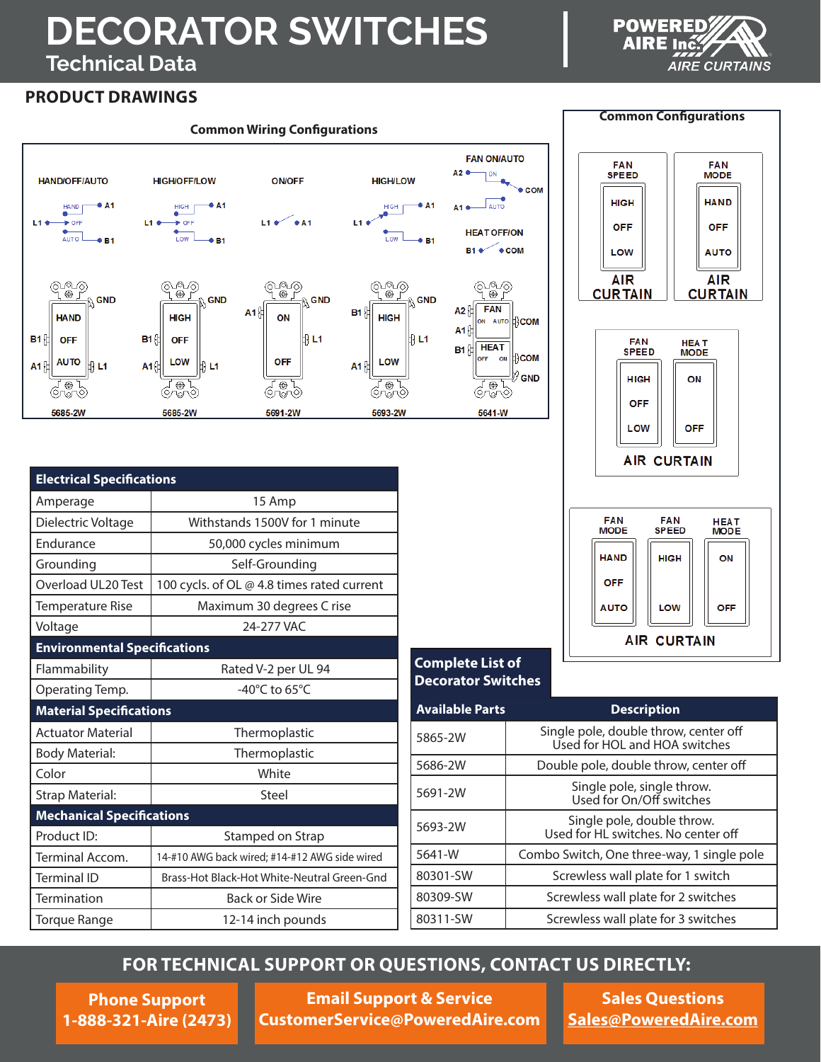# DECORATOR SWITCHES

## Technical Data

POWERED AIRE Inc. AIRE CURTAINS

## PRODUCT DRAWINGS

### Common Wiring Configurations

HAND/OFF/AUTO

HIGH/OFF/LOW

ON/OFF

HIGH/LOW

FAN ON/AUTO

HEAT OFF/ON

5685-2W

5685-2W

5691-2W

5693-2W

5641-W

### Common Configurations

FAN SPEED: HIGH / OFF / LOW — AIR CURTAIN

FAN MODE: HAND / OFF / AUTO — AIR CURTAIN

FAN SPEED: HIGH / OFF / LOW; HEAT MODE: ON / OFF — AIR CURTAIN

FAN MODE: HAND / OFF / AUTO; FAN SPEED: HIGH / LOW; HEAT MODE: ON / OFF — AIR CURTAIN

| Electrical Specifications | |
|---|---|
| Amperage | 15 Amp |
| Dielectric Voltage | Withstands 1500V for 1 minute |
| Endurance | 50,000 cycles minimum |
| Grounding | Self-Grounding |
| Overload UL20 Test | 100 cycls. of OL @ 4.8 times rated current |
| Temperature Rise | Maximum 30 degrees C rise |
| Voltage | 24-277 VAC |
| **Environmental Specifications** | |
| Flammability | Rated V-2 per UL 94 |
| Operating Temp. | -40°C to 65°C |
| **Material Specifications** | |
| Actuator Material | Thermoplastic |
| Body Material: | Thermoplastic |
| Color | White |
| Strap Material: | Steel |
| **Mechanical Specifications** | |
| Product ID: | Stamped on Strap |
| Terminal Accom. | 14-#10 AWG back wired; #14-#12 AWG side wired |
| Terminal ID | Brass-Hot Black-Hot White-Neutral Green-Gnd |
| Termination | Back or Side Wire |
| Torque Range | 12-14 inch pounds |

### Complete List of Decorator Switches

| Available Parts | Description |
|---|---|
| 5865-2W | Single pole, double throw, center off Used for HOL and HOA switches |
| 5686-2W | Double pole, double throw, center off |
| 5691-2W | Single pole, single throw. Used for On/Off switches |
| 5693-2W | Single pole, double throw. Used for HL switches. No center off |
| 5641-W | Combo Switch, One three-way, 1 single pole |
| 80301-SW | Screwless wall plate for 1 switch |
| 80309-SW | Screwless wall plate for 2 switches |
| 80311-SW | Screwless wall plate for 3 switches |

## FOR TECHNICAL SUPPORT OR QUESTIONS, CONTACT US DIRECTLY:

**Phone Support**
1-888-321-Aire (2473)

**Email Support & Service**
CustomerService@PoweredAire.com

**Sales Questions**
Sales@PoweredAire.com